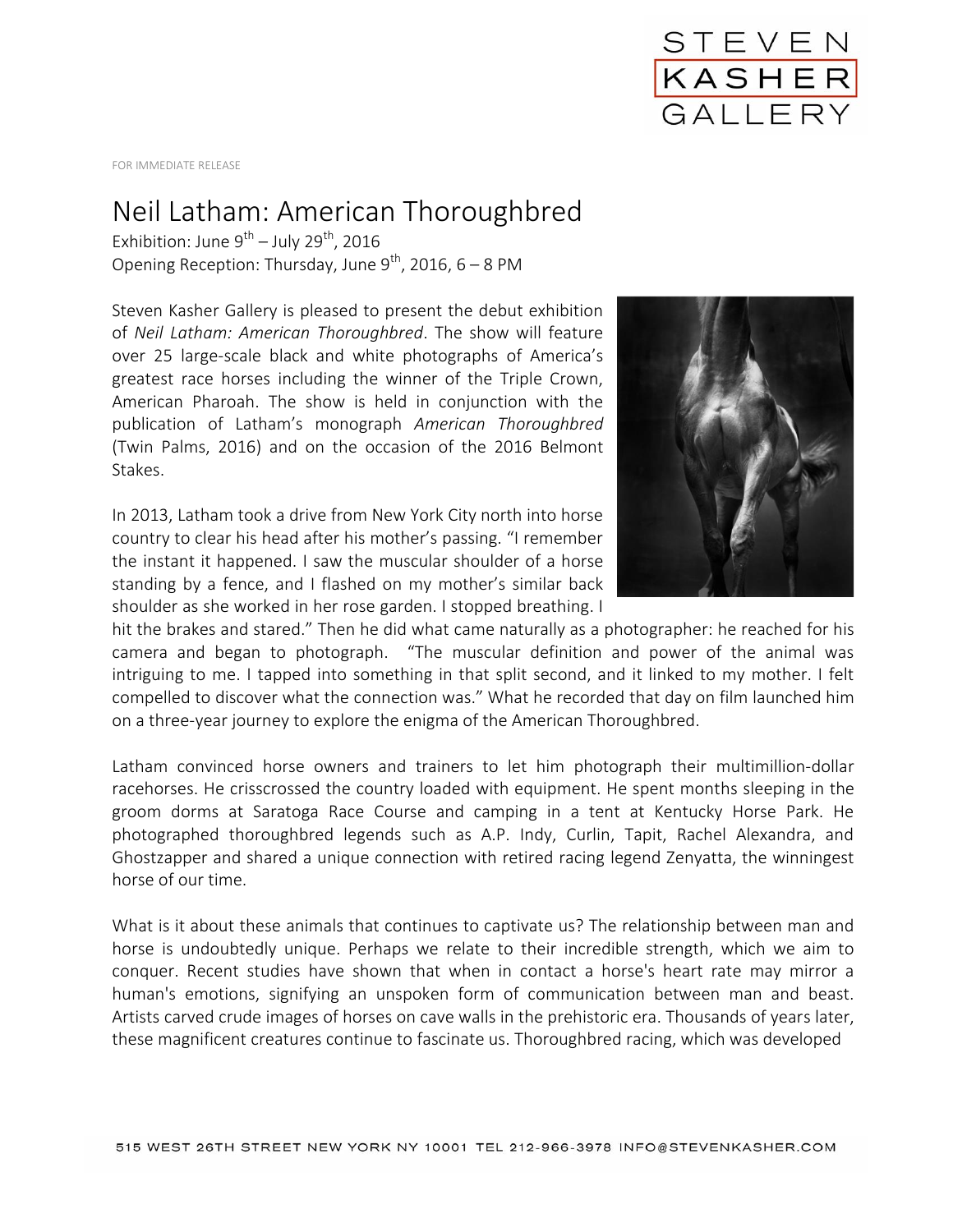FOR IMMEDIATE RELEASE

# Neil Latham: American Thoroughbred

Exhibition: June 9th – July 29th, 2016
Opening Reception: Thursday, June 9th, 2016, 6 – 8 PM

Steven Kasher Gallery is pleased to present the debut exhibition of *Neil Latham: American Thoroughbred*. The show will feature over 25 large-scale black and white photographs of America's greatest race horses including the winner of the Triple Crown, American Pharoah. The show is held in conjunction with the publication of Latham's monograph *American Thoroughbred* (Twin Palms, 2016) and on the occasion of the 2016 Belmont Stakes.

In 2013, Latham took a drive from New York City north into horse country to clear his head after his mother's passing. "I remember the instant it happened. I saw the muscular shoulder of a horse standing by a fence, and I flashed on my mother's similar back shoulder as she worked in her rose garden. I stopped breathing. I hit the brakes and stared." Then he did what came naturally as a photographer: he reached for his camera and began to photograph. "The muscular definition and power of the animal was intriguing to me. I tapped into something in that split second, and it linked to my mother. I felt compelled to discover what the connection was." What he recorded that day on film launched him on a three-year journey to explore the enigma of the American Thoroughbred.

Latham convinced horse owners and trainers to let him photograph their multimillion-dollar racehorses. He crisscrossed the country loaded with equipment. He spent months sleeping in the groom dorms at Saratoga Race Course and camping in a tent at Kentucky Horse Park. He photographed thoroughbred legends such as A.P. Indy, Curlin, Tapit, Rachel Alexandra, and Ghostzapper and shared a unique connection with retired racing legend Zenyatta, the winningest horse of our time.

What is it about these animals that continues to captivate us? The relationship between man and horse is undoubtedly unique. Perhaps we relate to their incredible strength, which we aim to conquer. Recent studies have shown that when in contact a horse's heart rate may mirror a human's emotions, signifying an unspoken form of communication between man and beast. Artists carved crude images of horses on cave walls in the prehistoric era. Thousands of years later, these magnificent creatures continue to fascinate us. Thoroughbred racing, which was developed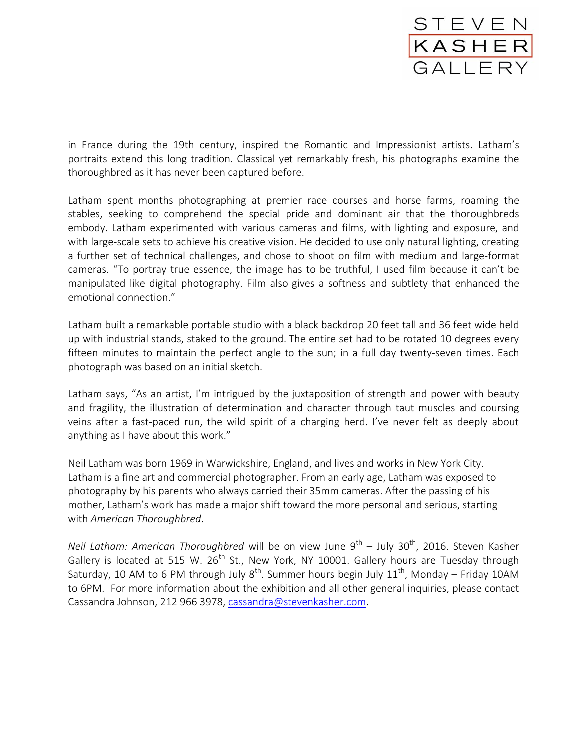in France during the 19th century, inspired the Romantic and Impressionist artists. Latham's portraits extend this long tradition. Classical yet remarkably fresh, his photographs examine the thoroughbred as it has never been captured before.

Latham spent months photographing at premier race courses and horse farms, roaming the stables, seeking to comprehend the special pride and dominant air that the thoroughbreds embody. Latham experimented with various cameras and films, with lighting and exposure, and with large-scale sets to achieve his creative vision. He decided to use only natural lighting, creating a further set of technical challenges, and chose to shoot on film with medium and large-format cameras. "To portray true essence, the image has to be truthful, I used film because it can't be manipulated like digital photography. Film also gives a softness and subtlety that enhanced the emotional connection."

Latham built a remarkable portable studio with a black backdrop 20 feet tall and 36 feet wide held up with industrial stands, staked to the ground. The entire set had to be rotated 10 degrees every fifteen minutes to maintain the perfect angle to the sun; in a full day twenty-seven times. Each photograph was based on an initial sketch.

Latham says, "As an artist, I'm intrigued by the juxtaposition of strength and power with beauty and fragility, the illustration of determination and character through taut muscles and coursing veins after a fast-paced run, the wild spirit of a charging herd. I've never felt as deeply about anything as I have about this work."

Neil Latham was born 1969 in Warwickshire, England, and lives and works in New York City. Latham is a fine art and commercial photographer. From an early age, Latham was exposed to photography by his parents who always carried their 35mm cameras. After the passing of his mother, Latham's work has made a major shift toward the more personal and serious, starting with *American Thoroughbred*.

*Neil Latham: American Thoroughbred* will be on view June 9th – July 30th, 2016. Steven Kasher Gallery is located at 515 W. 26th St., New York, NY 10001. Gallery hours are Tuesday through Saturday, 10 AM to 6 PM through July 8th. Summer hours begin July 11th, Monday – Friday 10AM to 6PM. For more information about the exhibition and all other general inquiries, please contact Cassandra Johnson, 212 966 3978, cassandra@stevenkasher.com.